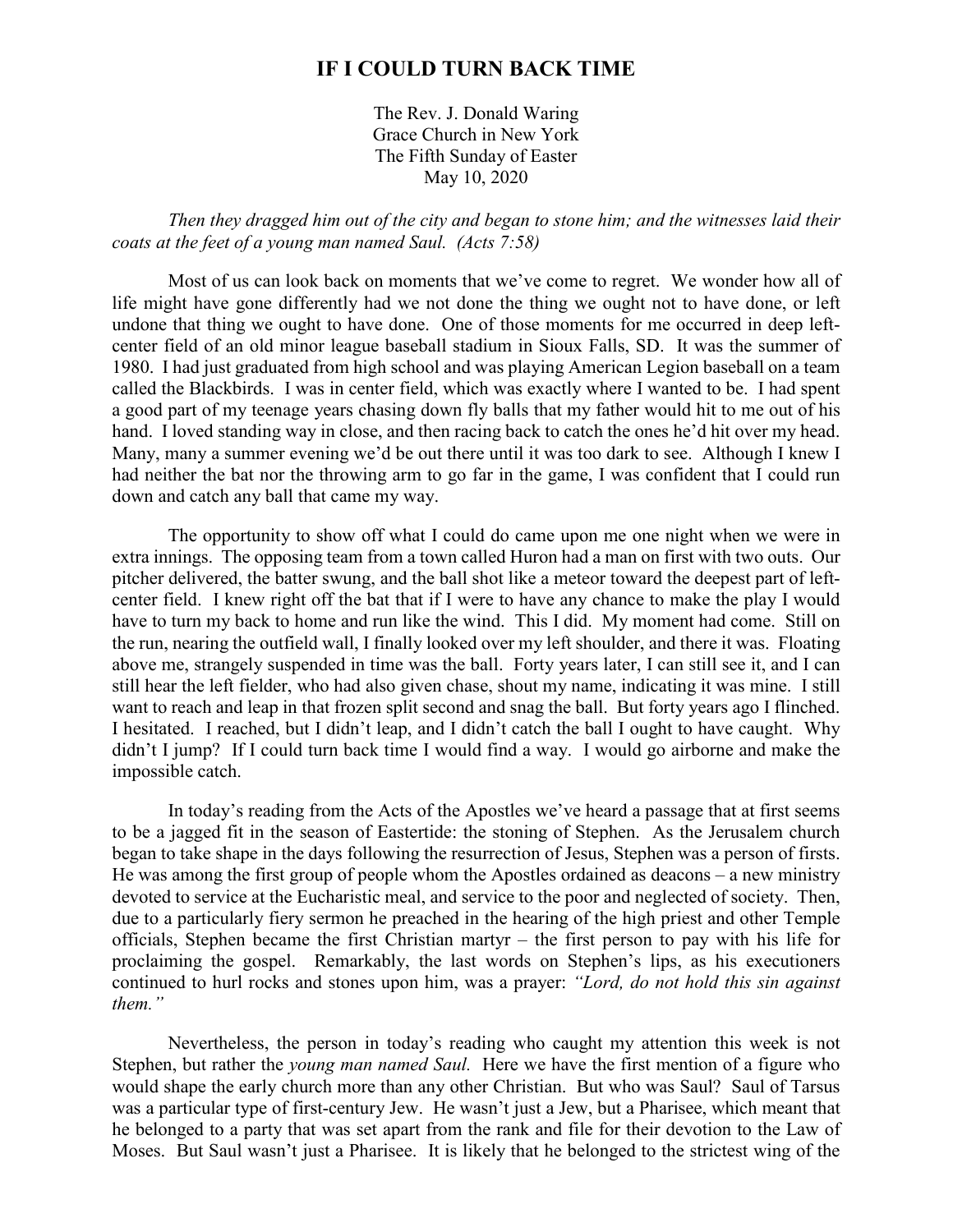# IF I COULD TURN BACK TIME

The Rev. J. Donald Waring
Grace Church in New York
The Fifth Sunday of Easter
May 10, 2020

*Then they dragged him out of the city and began to stone him; and the witnesses laid their coats at the feet of a young man named Saul. (Acts 7:58)*

Most of us can look back on moments that we've come to regret. We wonder how all of life might have gone differently had we not done the thing we ought not to have done, or left undone that thing we ought to have done. One of those moments for me occurred in deep left-center field of an old minor league baseball stadium in Sioux Falls, SD. It was the summer of 1980. I had just graduated from high school and was playing American Legion baseball on a team called the Blackbirds. I was in center field, which was exactly where I wanted to be. I had spent a good part of my teenage years chasing down fly balls that my father would hit to me out of his hand. I loved standing way in close, and then racing back to catch the ones he'd hit over my head. Many, many a summer evening we'd be out there until it was too dark to see. Although I knew I had neither the bat nor the throwing arm to go far in the game, I was confident that I could run down and catch any ball that came my way.

The opportunity to show off what I could do came upon me one night when we were in extra innings. The opposing team from a town called Huron had a man on first with two outs. Our pitcher delivered, the batter swung, and the ball shot like a meteor toward the deepest part of left-center field. I knew right off the bat that if I were to have any chance to make the play I would have to turn my back to home and run like the wind. This I did. My moment had come. Still on the run, nearing the outfield wall, I finally looked over my left shoulder, and there it was. Floating above me, strangely suspended in time was the ball. Forty years later, I can still see it, and I can still hear the left fielder, who had also given chase, shout my name, indicating it was mine. I still want to reach and leap in that frozen split second and snag the ball. But forty years ago I flinched. I hesitated. I reached, but I didn't leap, and I didn't catch the ball I ought to have caught. Why didn't I jump? If I could turn back time I would find a way. I would go airborne and make the impossible catch.

In today's reading from the Acts of the Apostles we've heard a passage that at first seems to be a jagged fit in the season of Eastertide: the stoning of Stephen. As the Jerusalem church began to take shape in the days following the resurrection of Jesus, Stephen was a person of firsts. He was among the first group of people whom the Apostles ordained as deacons – a new ministry devoted to service at the Eucharistic meal, and service to the poor and neglected of society. Then, due to a particularly fiery sermon he preached in the hearing of the high priest and other Temple officials, Stephen became the first Christian martyr – the first person to pay with his life for proclaiming the gospel. Remarkably, the last words on Stephen's lips, as his executioners continued to hurl rocks and stones upon him, was a prayer: *"Lord, do not hold this sin against them."*

Nevertheless, the person in today's reading who caught my attention this week is not Stephen, but rather the *young man named Saul.* Here we have the first mention of a figure who would shape the early church more than any other Christian. But who was Saul? Saul of Tarsus was a particular type of first-century Jew. He wasn't just a Jew, but a Pharisee, which meant that he belonged to a party that was set apart from the rank and file for their devotion to the Law of Moses. But Saul wasn't just a Pharisee. It is likely that he belonged to the strictest wing of the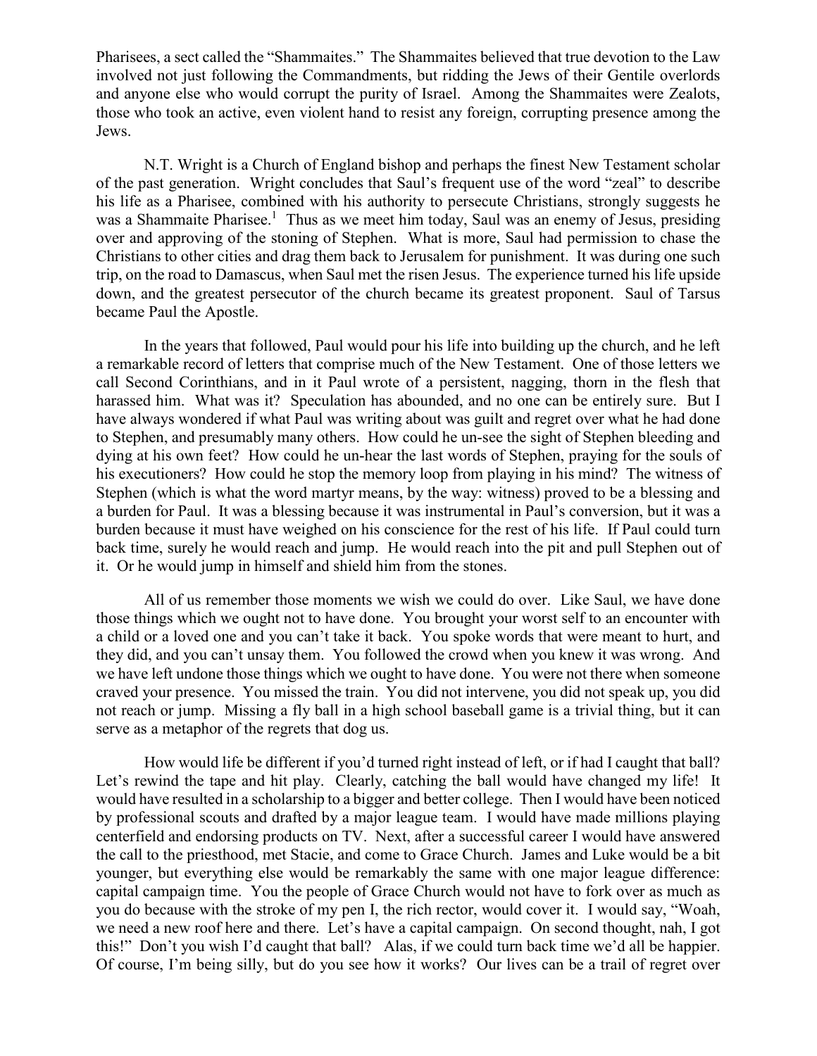Pharisees, a sect called the "Shammaites." The Shammaites believed that true devotion to the Law involved not just following the Commandments, but ridding the Jews of their Gentile overlords and anyone else who would corrupt the purity of Israel. Among the Shammaites were Zealots, those who took an active, even violent hand to resist any foreign, corrupting presence among the Jews.

N.T. Wright is a Church of England bishop and perhaps the finest New Testament scholar of the past generation. Wright concludes that Saul's frequent use of the word "zeal" to describe his life as a Pharisee, combined with his authority to persecute Christians, strongly suggests he was a Shammaite Pharisee.[1] Thus as we meet him today, Saul was an enemy of Jesus, presiding over and approving of the stoning of Stephen. What is more, Saul had permission to chase the Christians to other cities and drag them back to Jerusalem for punishment. It was during one such trip, on the road to Damascus, when Saul met the risen Jesus. The experience turned his life upside down, and the greatest persecutor of the church became its greatest proponent. Saul of Tarsus became Paul the Apostle.

In the years that followed, Paul would pour his life into building up the church, and he left a remarkable record of letters that comprise much of the New Testament. One of those letters we call Second Corinthians, and in it Paul wrote of a persistent, nagging, thorn in the flesh that harassed him. What was it? Speculation has abounded, and no one can be entirely sure. But I have always wondered if what Paul was writing about was guilt and regret over what he had done to Stephen, and presumably many others. How could he un-see the sight of Stephen bleeding and dying at his own feet? How could he un-hear the last words of Stephen, praying for the souls of his executioners? How could he stop the memory loop from playing in his mind? The witness of Stephen (which is what the word martyr means, by the way: witness) proved to be a blessing and a burden for Paul. It was a blessing because it was instrumental in Paul's conversion, but it was a burden because it must have weighed on his conscience for the rest of his life. If Paul could turn back time, surely he would reach and jump. He would reach into the pit and pull Stephen out of it. Or he would jump in himself and shield him from the stones.

All of us remember those moments we wish we could do over. Like Saul, we have done those things which we ought not to have done. You brought your worst self to an encounter with a child or a loved one and you can't take it back. You spoke words that were meant to hurt, and they did, and you can't unsay them. You followed the crowd when you knew it was wrong. And we have left undone those things which we ought to have done. You were not there when someone craved your presence. You missed the train. You did not intervene, you did not speak up, you did not reach or jump. Missing a fly ball in a high school baseball game is a trivial thing, but it can serve as a metaphor of the regrets that dog us.

How would life be different if you'd turned right instead of left, or if had I caught that ball? Let's rewind the tape and hit play. Clearly, catching the ball would have changed my life! It would have resulted in a scholarship to a bigger and better college. Then I would have been noticed by professional scouts and drafted by a major league team. I would have made millions playing centerfield and endorsing products on TV. Next, after a successful career I would have answered the call to the priesthood, met Stacie, and come to Grace Church. James and Luke would be a bit younger, but everything else would be remarkably the same with one major league difference: capital campaign time. You the people of Grace Church would not have to fork over as much as you do because with the stroke of my pen I, the rich rector, would cover it. I would say, "Woah, we need a new roof here and there. Let's have a capital campaign. On second thought, nah, I got this!" Don't you wish I'd caught that ball? Alas, if we could turn back time we'd all be happier. Of course, I'm being silly, but do you see how it works? Our lives can be a trail of regret over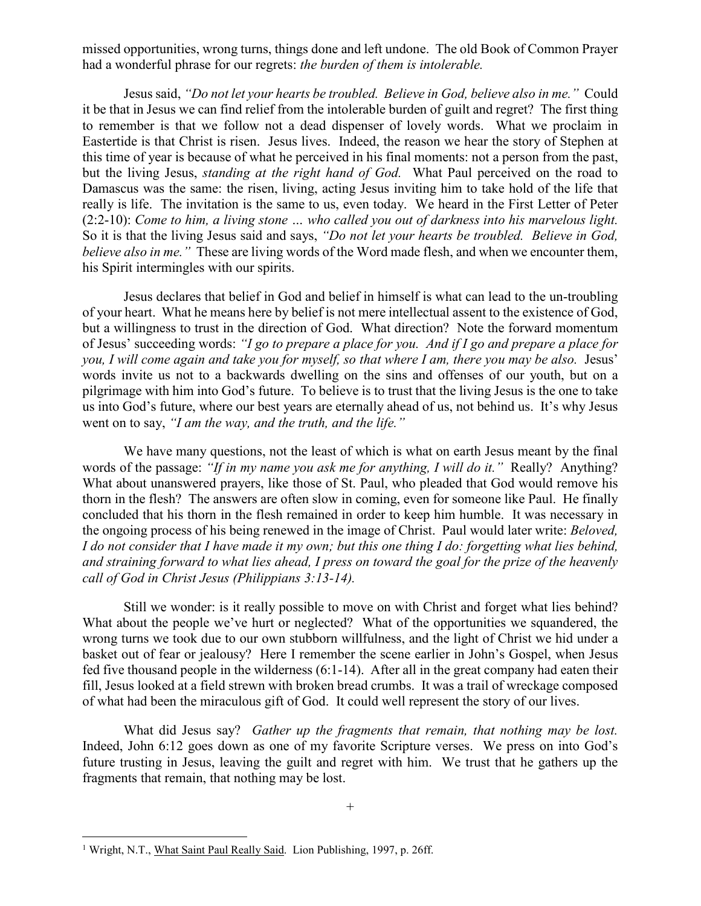missed opportunities, wrong turns, things done and left undone. The old Book of Common Prayer had a wonderful phrase for our regrets: *the burden of them is intolerable.*

Jesus said, *"Do not let your hearts be troubled. Believe in God, believe also in me."* Could it be that in Jesus we can find relief from the intolerable burden of guilt and regret? The first thing to remember is that we follow not a dead dispenser of lovely words. What we proclaim in Eastertide is that Christ is risen. Jesus lives. Indeed, the reason we hear the story of Stephen at this time of year is because of what he perceived in his final moments: not a person from the past, but the living Jesus, *standing at the right hand of God.* What Paul perceived on the road to Damascus was the same: the risen, living, acting Jesus inviting him to take hold of the life that really is life. The invitation is the same to us, even today. We heard in the First Letter of Peter (2:2-10): *Come to him, a living stone … who called you out of darkness into his marvelous light.* So it is that the living Jesus said and says, *"Do not let your hearts be troubled. Believe in God, believe also in me."* These are living words of the Word made flesh, and when we encounter them, his Spirit intermingles with our spirits.

Jesus declares that belief in God and belief in himself is what can lead to the un-troubling of your heart. What he means here by belief is not mere intellectual assent to the existence of God, but a willingness to trust in the direction of God. What direction? Note the forward momentum of Jesus' succeeding words: *"I go to prepare a place for you. And if I go and prepare a place for you, I will come again and take you for myself, so that where I am, there you may be also.* Jesus' words invite us not to a backwards dwelling on the sins and offenses of our youth, but on a pilgrimage with him into God's future. To believe is to trust that the living Jesus is the one to take us into God's future, where our best years are eternally ahead of us, not behind us. It's why Jesus went on to say, *"I am the way, and the truth, and the life."*

We have many questions, not the least of which is what on earth Jesus meant by the final words of the passage: *"If in my name you ask me for anything, I will do it."* Really? Anything? What about unanswered prayers, like those of St. Paul, who pleaded that God would remove his thorn in the flesh? The answers are often slow in coming, even for someone like Paul. He finally concluded that his thorn in the flesh remained in order to keep him humble. It was necessary in the ongoing process of his being renewed in the image of Christ. Paul would later write: *Beloved, I do not consider that I have made it my own; but this one thing I do: forgetting what lies behind, and straining forward to what lies ahead, I press on toward the goal for the prize of the heavenly call of God in Christ Jesus (Philippians 3:13-14).*

Still we wonder: is it really possible to move on with Christ and forget what lies behind? What about the people we've hurt or neglected? What of the opportunities we squandered, the wrong turns we took due to our own stubborn willfulness, and the light of Christ we hid under a basket out of fear or jealousy? Here I remember the scene earlier in John's Gospel, when Jesus fed five thousand people in the wilderness (6:1-14). After all in the great company had eaten their fill, Jesus looked at a field strewn with broken bread crumbs. It was a trail of wreckage composed of what had been the miraculous gift of God. It could well represent the story of our lives.

What did Jesus say? *Gather up the fragments that remain, that nothing may be lost.* Indeed, John 6:12 goes down as one of my favorite Scripture verses. We press on into God's future trusting in Jesus, leaving the guilt and regret with him. We trust that he gathers up the fragments that remain, that nothing may be lost.

+

---

[1] Wright, N.T., What Saint Paul Really Said. Lion Publishing, 1997, p. 26ff.